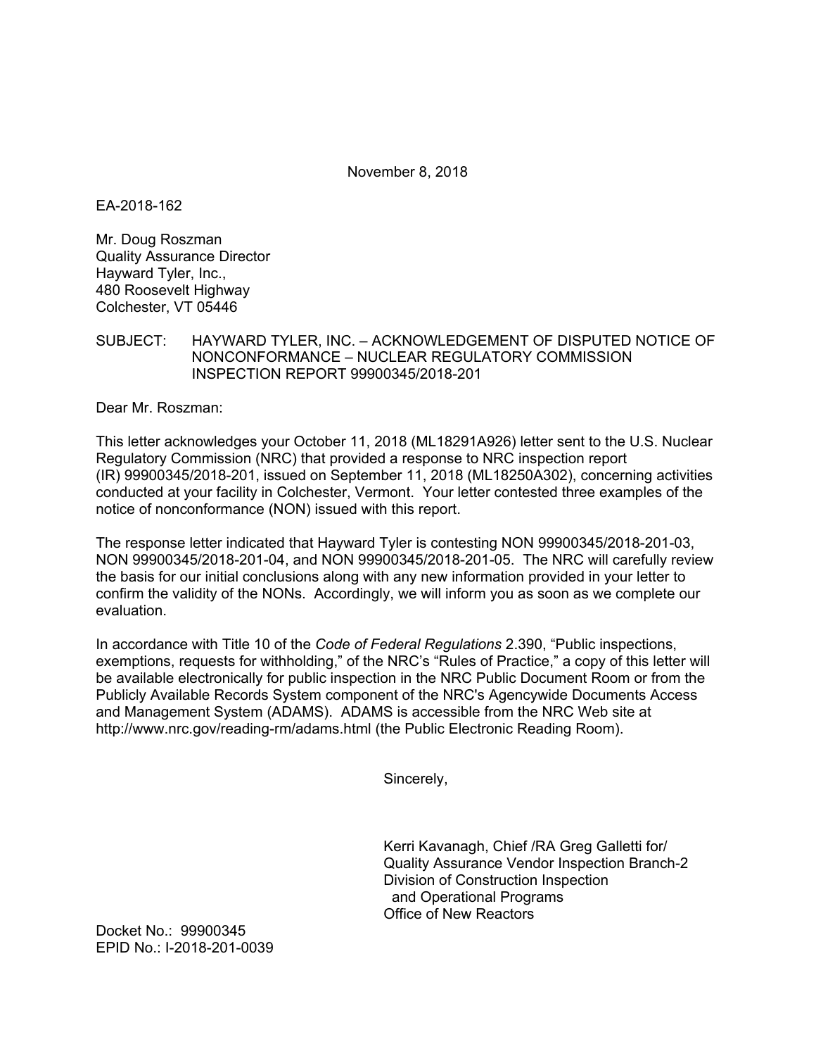November 8, 2018

EA-2018-162

Mr. Doug Roszman  
Quality Assurance Director  
Hayward Tyler, Inc.,  
480 Roosevelt Highway  
Colchester, VT 05446

SUBJECT: HAYWARD TYLER, INC. – ACKNOWLEDGEMENT OF DISPUTED NOTICE OF NONCONFORMANCE – NUCLEAR REGULATORY COMMISSION INSPECTION REPORT 99900345/2018-201

Dear Mr. Roszman:

This letter acknowledges your October 11, 2018 (ML18291A926) letter sent to the U.S. Nuclear Regulatory Commission (NRC) that provided a response to NRC inspection report (IR) 99900345/2018-201, issued on September 11, 2018 (ML18250A302), concerning activities conducted at your facility in Colchester, Vermont. Your letter contested three examples of the notice of nonconformance (NON) issued with this report.

The response letter indicated that Hayward Tyler is contesting NON 99900345/2018-201-03, NON 99900345/2018-201-04, and NON 99900345/2018-201-05. The NRC will carefully review the basis for our initial conclusions along with any new information provided in your letter to confirm the validity of the NONs. Accordingly, we will inform you as soon as we complete our evaluation.

In accordance with Title 10 of the *Code of Federal Regulations* 2.390, "Public inspections, exemptions, requests for withholding," of the NRC's "Rules of Practice," a copy of this letter will be available electronically for public inspection in the NRC Public Document Room or from the Publicly Available Records System component of the NRC's Agencywide Documents Access and Management System (ADAMS). ADAMS is accessible from the NRC Web site at http://www.nrc.gov/reading-rm/adams.html (the Public Electronic Reading Room).

Sincerely,

Kerri Kavanagh, Chief /RA Greg Galletti for/  
Quality Assurance Vendor Inspection Branch-2  
Division of Construction Inspection  
and Operational Programs  
Office of New Reactors

Docket No.: 99900345  
EPID No.: I-2018-201-0039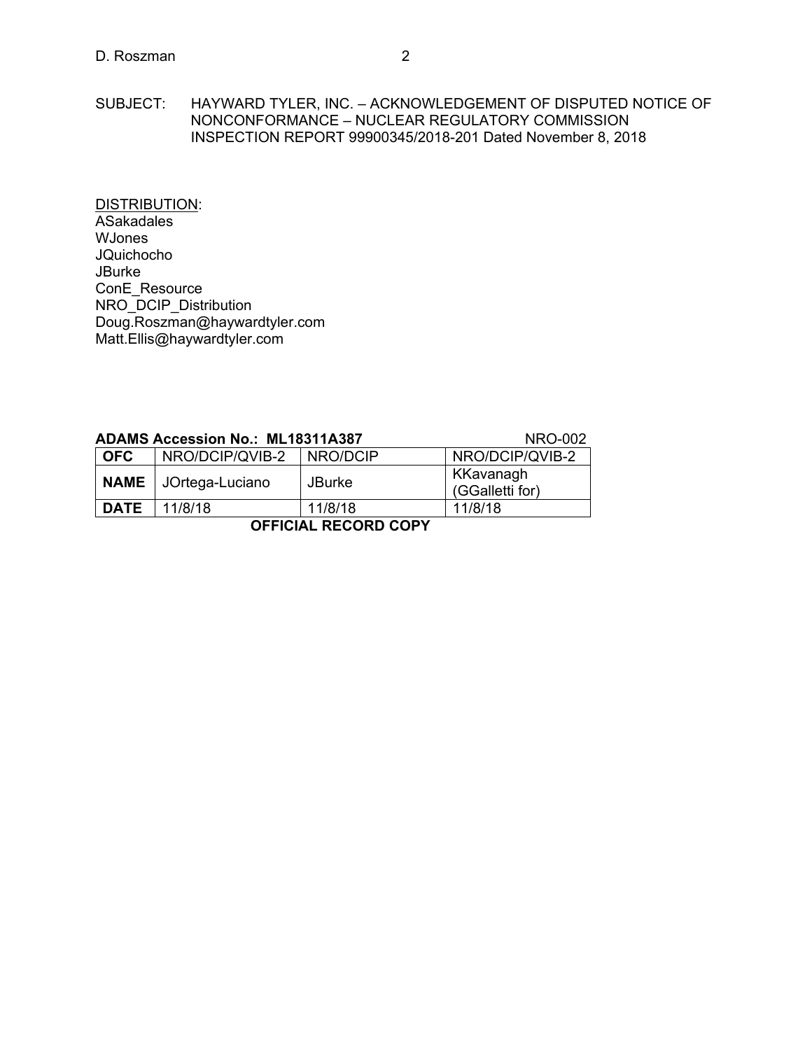SUBJECT: HAYWARD TYLER, INC. – ACKNOWLEDGEMENT OF DISPUTED NOTICE OF NONCONFORMANCE – NUCLEAR REGULATORY COMMISSION INSPECTION REPORT 99900345/2018-201 Dated November 8, 2018

DISTRIBUTION:
ASakadales
WJones
JQuichocho
JBurke
ConE_Resource
NRO_DCIP_Distribution
Doug.Roszman@haywardtyler.com
Matt.Ellis@haywardtyler.com

**ADAMS Accession No.: ML18311A387** NRO-002

| **OFC** | NRO/DCIP/QVIB-2 | NRO/DCIP | NRO/DCIP/QVIB-2 |
|---|---|---|---|
| **NAME** | JOrtega-Luciano | JBurke | KKavanagh (GGalletti for) |
| **DATE** | 11/8/18 | 11/8/18 | 11/8/18 |

**OFFICIAL RECORD COPY**